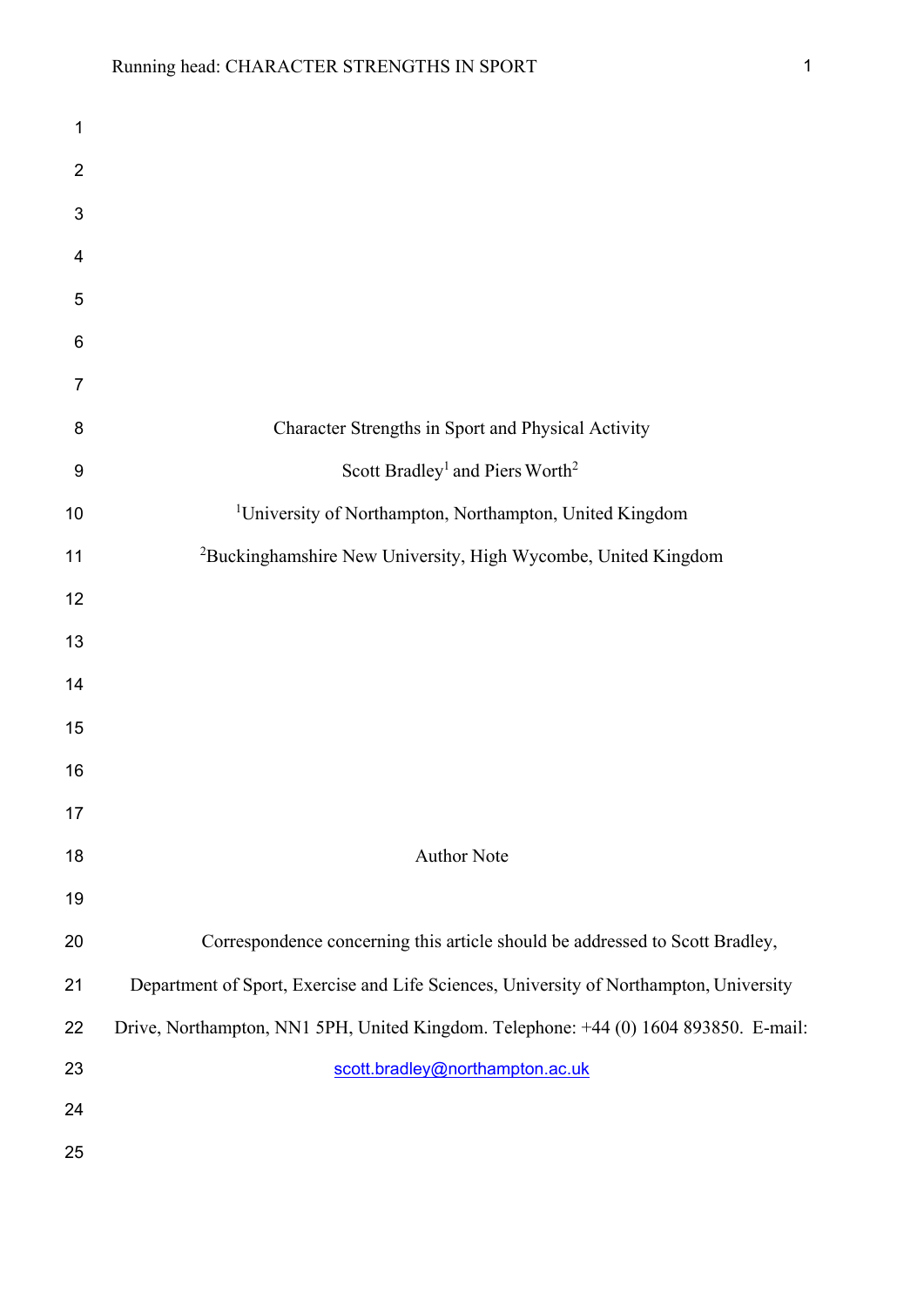# Character Strengths in Sport and Physical Activity

Scott Bradley[1] and Piers Worth[2]

[1]University of Northampton, Northampton, United Kingdom

[2]Buckinghamshire New University, High Wycombe, United Kingdom

## Author Note

Correspondence concerning this article should be addressed to Scott Bradley, Department of Sport, Exercise and Life Sciences, University of Northampton, University Drive, Northampton, NN1 5PH, United Kingdom. Telephone: +44 (0) 1604 893850. E-mail: scott.bradley@northampton.ac.uk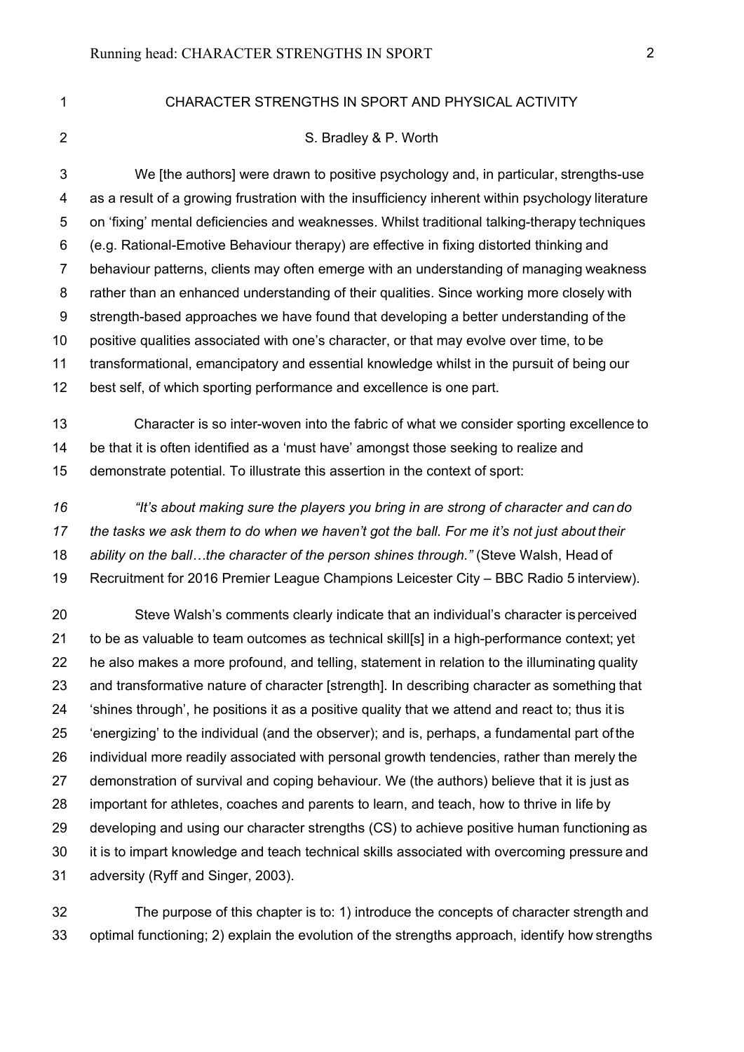# CHARACTER STRENGTHS IN SPORT AND PHYSICAL ACTIVITY

S. Bradley & P. Worth

We [the authors] were drawn to positive psychology and, in particular, strengths-use as a result of a growing frustration with the insufficiency inherent within psychology literature on 'fixing' mental deficiencies and weaknesses. Whilst traditional talking-therapy techniques (e.g. Rational-Emotive Behaviour therapy) are effective in fixing distorted thinking and behaviour patterns, clients may often emerge with an understanding of managing weakness rather than an enhanced understanding of their qualities. Since working more closely with strength-based approaches we have found that developing a better understanding of the positive qualities associated with one's character, or that may evolve over time, to be transformational, emancipatory and essential knowledge whilst in the pursuit of being our best self, of which sporting performance and excellence is one part.

Character is so inter-woven into the fabric of what we consider sporting excellence to be that it is often identified as a 'must have' amongst those seeking to realize and demonstrate potential. To illustrate this assertion in the context of sport:

*"It's about making sure the players you bring in are strong of character and can do the tasks we ask them to do when we haven't got the ball. For me it's not just about their ability on the ball…the character of the person shines through."* (Steve Walsh, Head of Recruitment for 2016 Premier League Champions Leicester City – BBC Radio 5 interview).

Steve Walsh's comments clearly indicate that an individual's character is perceived to be as valuable to team outcomes as technical skill[s] in a high-performance context; yet he also makes a more profound, and telling, statement in relation to the illuminating quality and transformative nature of character [strength]. In describing character as something that 'shines through', he positions it as a positive quality that we attend and react to; thus it is 'energizing' to the individual (and the observer); and is, perhaps, a fundamental part of the individual more readily associated with personal growth tendencies, rather than merely the demonstration of survival and coping behaviour. We (the authors) believe that it is just as important for athletes, coaches and parents to learn, and teach, how to thrive in life by developing and using our character strengths (CS) to achieve positive human functioning as it is to impart knowledge and teach technical skills associated with overcoming pressure and adversity (Ryff and Singer, 2003).

The purpose of this chapter is to: 1) introduce the concepts of character strength and optimal functioning; 2) explain the evolution of the strengths approach, identify how strengths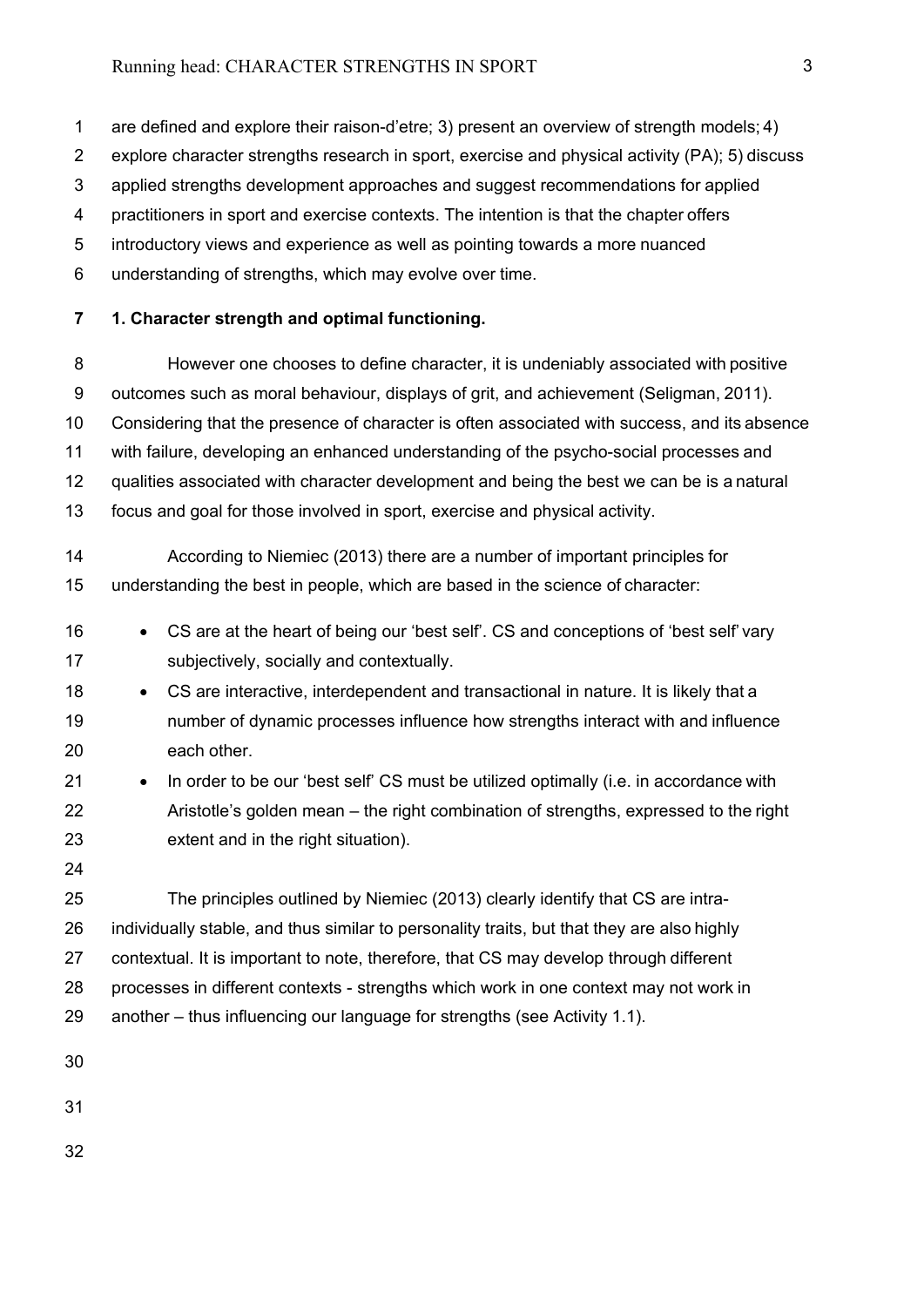are defined and explore their raison-d'etre; 3) present an overview of strength models; 4) explore character strengths research in sport, exercise and physical activity (PA); 5) discuss applied strengths development approaches and suggest recommendations for applied practitioners in sport and exercise contexts. The intention is that the chapter offers introductory views and experience as well as pointing towards a more nuanced understanding of strengths, which may evolve over time.

**1. Character strength and optimal functioning.**

However one chooses to define character, it is undeniably associated with positive outcomes such as moral behaviour, displays of grit, and achievement (Seligman, 2011). Considering that the presence of character is often associated with success, and its absence with failure, developing an enhanced understanding of the psycho-social processes and qualities associated with character development and being the best we can be is a natural focus and goal for those involved in sport, exercise and physical activity.

According to Niemiec (2013) there are a number of important principles for understanding the best in people, which are based in the science of character:

- CS are at the heart of being our 'best self'. CS and conceptions of 'best self' vary subjectively, socially and contextually.
- CS are interactive, interdependent and transactional in nature. It is likely that a number of dynamic processes influence how strengths interact with and influence each other.
- In order to be our 'best self' CS must be utilized optimally (i.e. in accordance with Aristotle's golden mean – the right combination of strengths, expressed to the right extent and in the right situation).

The principles outlined by Niemiec (2013) clearly identify that CS are intra-individually stable, and thus similar to personality traits, but that they are also highly contextual. It is important to note, therefore, that CS may develop through different processes in different contexts - strengths which work in one context may not work in another – thus influencing our language for strengths (see Activity 1.1).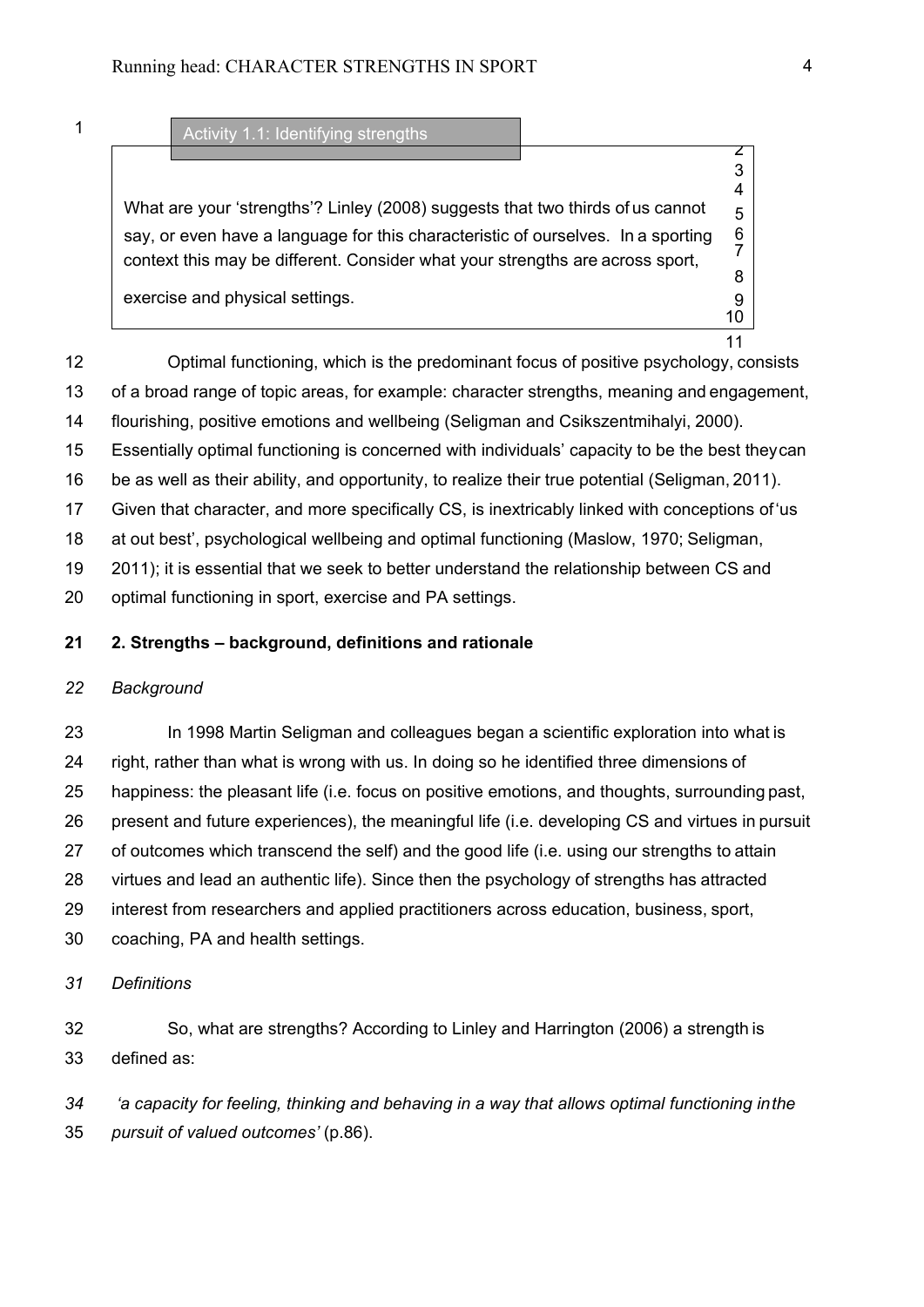**Activity 1.1: Identifying strengths**

What are your 'strengths'? Linley (2008) suggests that two thirds of us cannot say, or even have a language for this characteristic of ourselves. In a sporting context this may be different. Consider what your strengths are across sport, exercise and physical settings.

Optimal functioning, which is the predominant focus of positive psychology, consists of a broad range of topic areas, for example: character strengths, meaning and engagement, flourishing, positive emotions and wellbeing (Seligman and Csikszentmihalyi, 2000). Essentially optimal functioning is concerned with individuals' capacity to be the best they can be as well as their ability, and opportunity, to realize their true potential (Seligman, 2011). Given that character, and more specifically CS, is inextricably linked with conceptions of 'us at out best', psychological wellbeing and optimal functioning (Maslow, 1970; Seligman, 2011); it is essential that we seek to better understand the relationship between CS and optimal functioning in sport, exercise and PA settings.

## 2. Strengths – background, definitions and rationale

### *Background*

In 1998 Martin Seligman and colleagues began a scientific exploration into what is right, rather than what is wrong with us. In doing so he identified three dimensions of happiness: the pleasant life (i.e. focus on positive emotions, and thoughts, surrounding past, present and future experiences), the meaningful life (i.e. developing CS and virtues in pursuit of outcomes which transcend the self) and the good life (i.e. using our strengths to attain virtues and lead an authentic life). Since then the psychology of strengths has attracted interest from researchers and applied practitioners across education, business, sport, coaching, PA and health settings.

### *Definitions*

So, what are strengths? According to Linley and Harrington (2006) a strength is defined as:

*'a capacity for feeling, thinking and behaving in a way that allows optimal functioning in the pursuit of valued outcomes'* (p.86).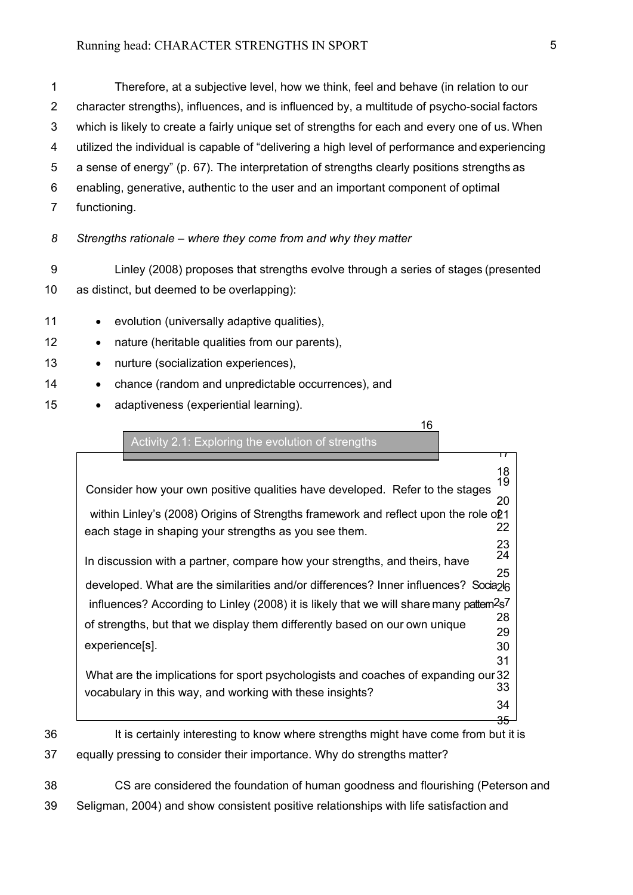Therefore, at a subjective level, how we think, feel and behave (in relation to our character strengths), influences, and is influenced by, a multitude of psycho-social factors which is likely to create a fairly unique set of strengths for each and every one of us. When utilized the individual is capable of "delivering a high level of performance and experiencing a sense of energy" (p. 67). The interpretation of strengths clearly positions strengths as enabling, generative, authentic to the user and an important component of optimal functioning.

*Strengths rationale – where they come from and why they matter*

Linley (2008) proposes that strengths evolve through a series of stages (presented as distinct, but deemed to be overlapping):

- evolution (universally adaptive qualities),
- nature (heritable qualities from our parents),
- nurture (socialization experiences),
- chance (random and unpredictable occurrences), and
- adaptiveness (experiential learning).

**Activity 2.1: Exploring the evolution of strengths**

Consider how your own positive qualities have developed. Refer to the stages within Linley's (2008) Origins of Strengths framework and reflect upon the role of each stage in shaping your strengths as you see them.

In discussion with a partner, compare how your strengths, and theirs, have developed. What are the similarities and/or differences? Inner influences? Social influences? According to Linley (2008) it is likely that we will share many patterns of strengths, but that we display them differently based on our own unique experience[s].

What are the implications for sport psychologists and coaches of expanding our vocabulary in this way, and working with these insights?

It is certainly interesting to know where strengths might have come from but it is equally pressing to consider their importance. Why do strengths matter?

CS are considered the foundation of human goodness and flourishing (Peterson and Seligman, 2004) and show consistent positive relationships with life satisfaction and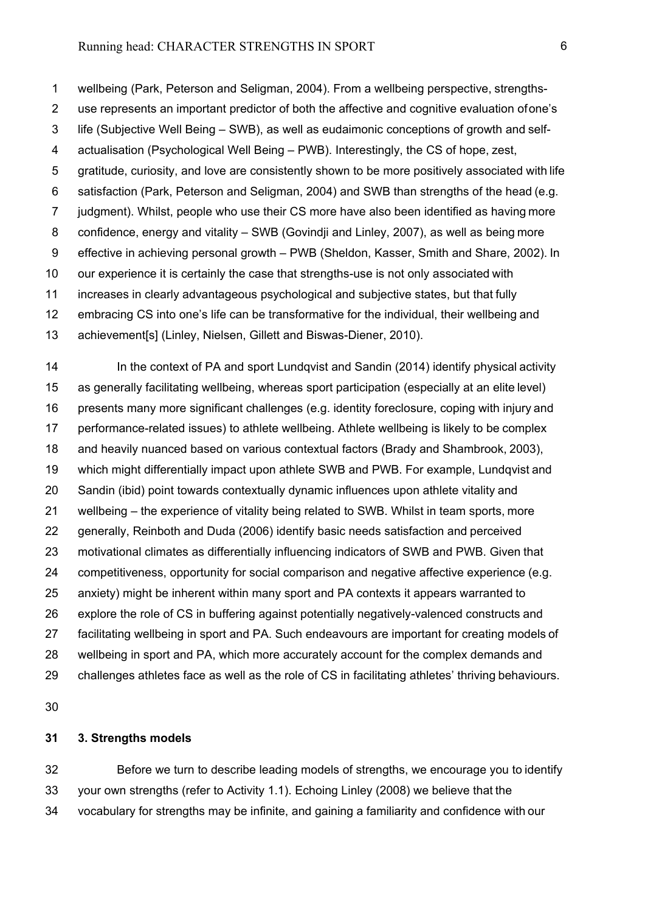wellbeing (Park, Peterson and Seligman, 2004). From a wellbeing perspective, strengths-use represents an important predictor of both the affective and cognitive evaluation of one's life (Subjective Well Being – SWB), as well as eudaimonic conceptions of growth and self-actualisation (Psychological Well Being – PWB). Interestingly, the CS of hope, zest, gratitude, curiosity, and love are consistently shown to be more positively associated with life satisfaction (Park, Peterson and Seligman, 2004) and SWB than strengths of the head (e.g. judgment). Whilst, people who use their CS more have also been identified as having more confidence, energy and vitality – SWB (Govindji and Linley, 2007), as well as being more effective in achieving personal growth – PWB (Sheldon, Kasser, Smith and Share, 2002). In our experience it is certainly the case that strengths-use is not only associated with increases in clearly advantageous psychological and subjective states, but that fully embracing CS into one's life can be transformative for the individual, their wellbeing and achievement[s] (Linley, Nielsen, Gillett and Biswas-Diener, 2010).

In the context of PA and sport Lundqvist and Sandin (2014) identify physical activity as generally facilitating wellbeing, whereas sport participation (especially at an elite level) presents many more significant challenges (e.g. identity foreclosure, coping with injury and performance-related issues) to athlete wellbeing. Athlete wellbeing is likely to be complex and heavily nuanced based on various contextual factors (Brady and Shambrook, 2003), which might differentially impact upon athlete SWB and PWB. For example, Lundqvist and Sandin (ibid) point towards contextually dynamic influences upon athlete vitality and wellbeing – the experience of vitality being related to SWB. Whilst in team sports, more generally, Reinboth and Duda (2006) identify basic needs satisfaction and perceived motivational climates as differentially influencing indicators of SWB and PWB. Given that competitiveness, opportunity for social comparison and negative affective experience (e.g. anxiety) might be inherent within many sport and PA contexts it appears warranted to explore the role of CS in buffering against potentially negatively-valenced constructs and facilitating wellbeing in sport and PA. Such endeavours are important for creating models of wellbeing in sport and PA, which more accurately account for the complex demands and challenges athletes face as well as the role of CS in facilitating athletes' thriving behaviours.

**3. Strengths models**

Before we turn to describe leading models of strengths, we encourage you to identify your own strengths (refer to Activity 1.1). Echoing Linley (2008) we believe that the vocabulary for strengths may be infinite, and gaining a familiarity and confidence with our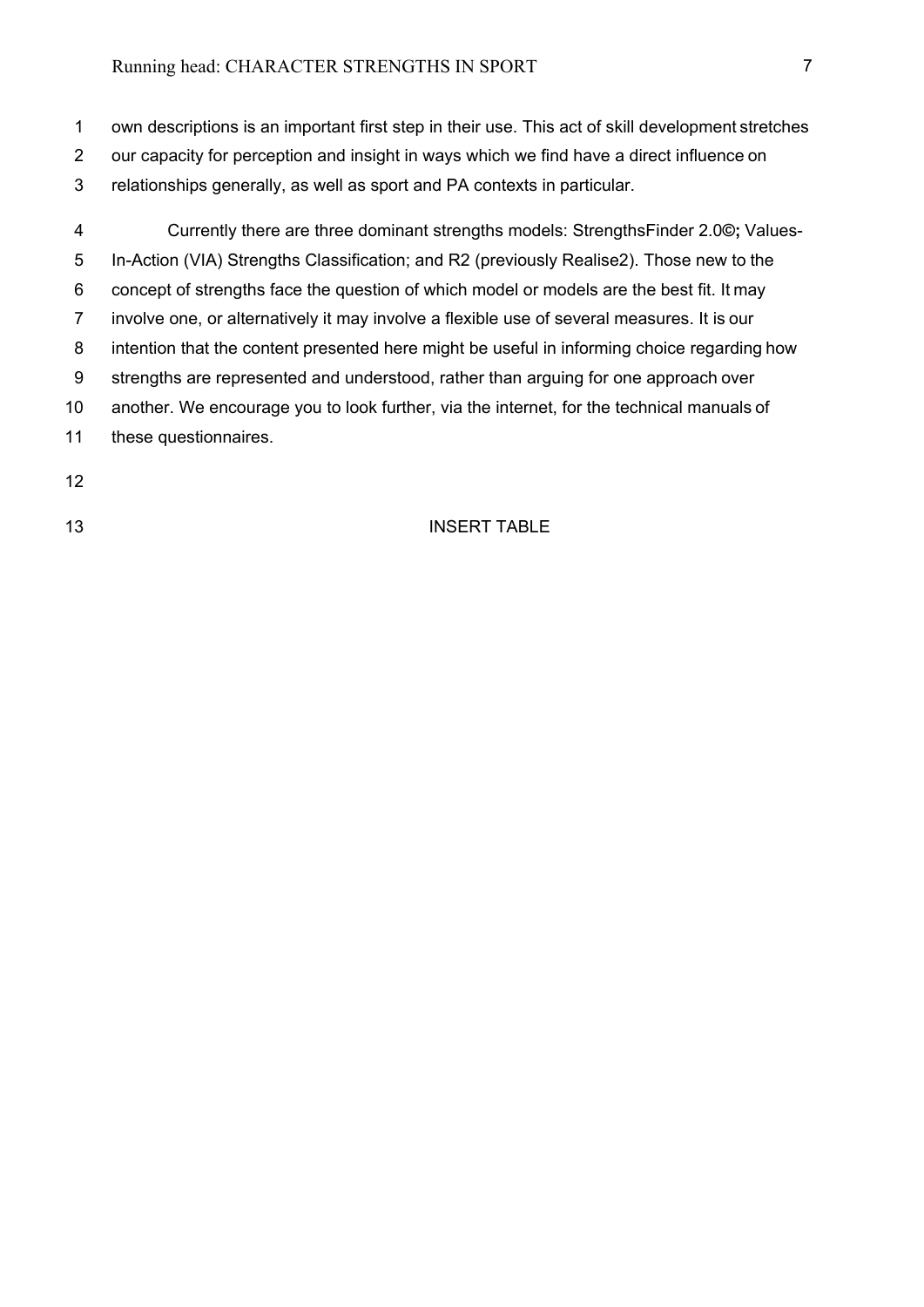own descriptions is an important first step in their use. This act of skill development stretches our capacity for perception and insight in ways which we find have a direct influence on relationships generally, as well as sport and PA contexts in particular.

Currently there are three dominant strengths models: StrengthsFinder 2.0©**;** Values-In-Action (VIA) Strengths Classification; and R2 (previously Realise2). Those new to the concept of strengths face the question of which model or models are the best fit. It may involve one, or alternatively it may involve a flexible use of several measures. It is our intention that the content presented here might be useful in informing choice regarding how strengths are represented and understood, rather than arguing for one approach over another. We encourage you to look further, via the internet, for the technical manuals of these questionnaires.

INSERT TABLE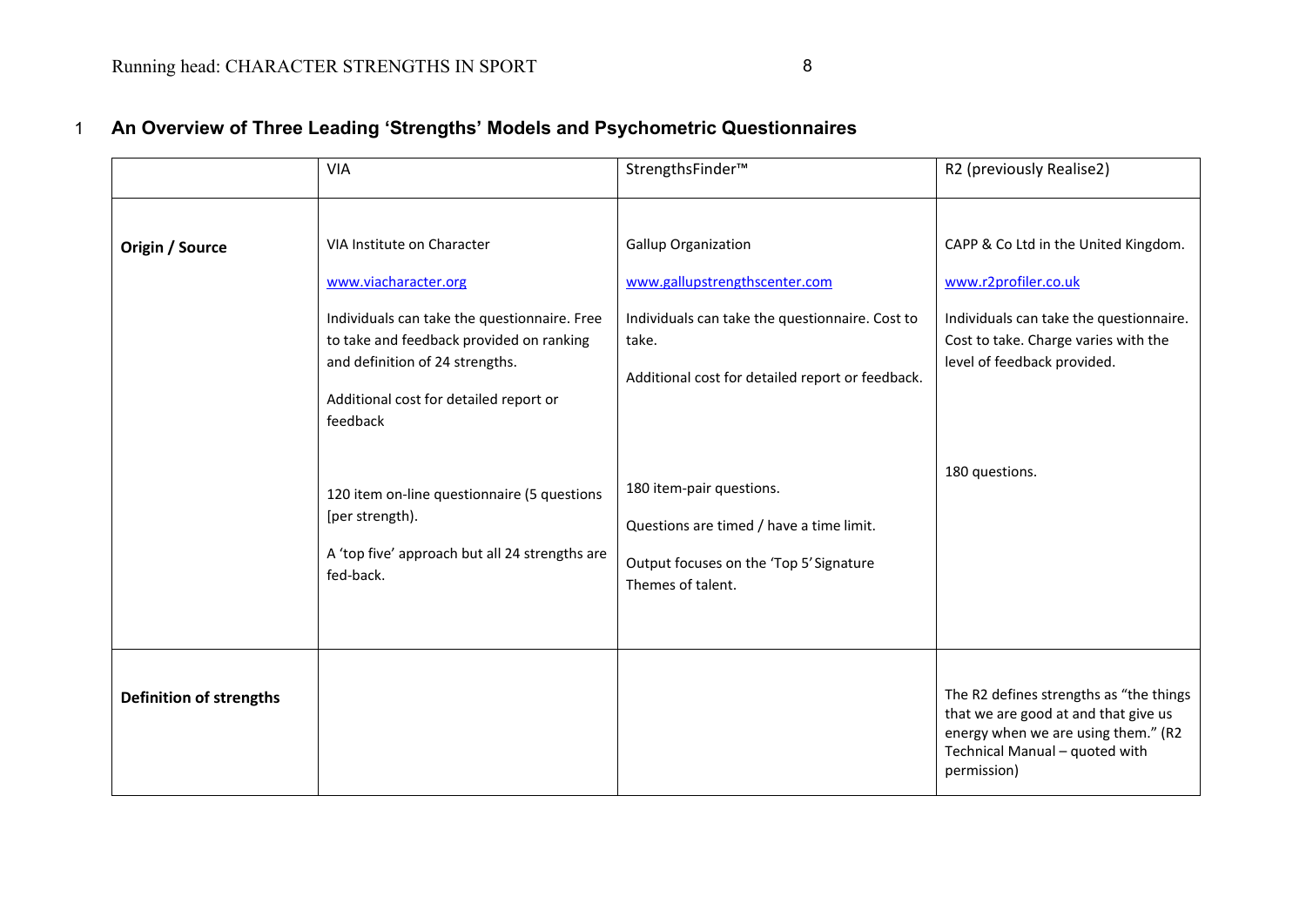**An Overview of Three Leading 'Strengths' Models and Psychometric Questionnaires**

| | VIA | StrengthsFinder™ | R2 (previously Realise2) |
|---|---|---|---|
| **Origin / Source** | VIA Institute on Character<br><br>www.viacharacter.org<br><br>Individuals can take the questionnaire. Free to take and feedback provided on ranking and definition of 24 strengths.<br><br>Additional cost for detailed report or feedback<br><br>120 item on-line questionnaire (5 questions [per strength).<br><br>A 'top five' approach but all 24 strengths are fed-back. | Gallup Organization<br><br>www.gallupstrengthscenter.com<br><br>Individuals can take the questionnaire. Cost to take.<br><br>Additional cost for detailed report or feedback.<br><br>180 item-pair questions.<br><br>Questions are timed / have a time limit.<br><br>Output focuses on the 'Top 5' Signature Themes of talent. | CAPP & Co Ltd in the United Kingdom.<br><br>www.r2profiler.co.uk<br><br>Individuals can take the questionnaire. Cost to take. Charge varies with the level of feedback provided.<br><br>180 questions. |
| **Definition of strengths** | | | The R2 defines strengths as "the things that we are good at and that give us energy when we are using them." (R2 Technical Manual – quoted with permission) |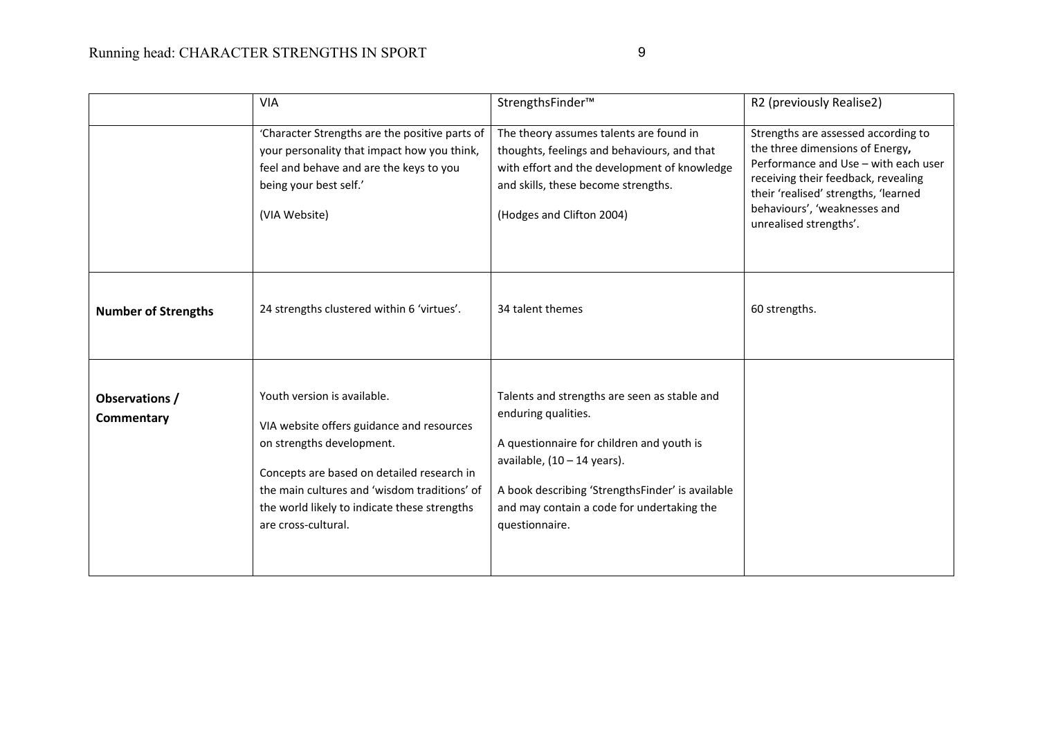| | VIA | StrengthsFinder™ | R2 (previously Realise2) |
|---|---|---|---|
| | 'Character Strengths are the positive parts of your personality that impact how you think, feel and behave and are the keys to you being your best self.' (VIA Website) | The theory assumes talents are found in thoughts, feelings and behaviours, and that with effort and the development of knowledge and skills, these become strengths. (Hodges and Clifton 2004) | Strengths are assessed according to the three dimensions of Energy**,** Performance and Use – with each user receiving their feedback, revealing their 'realised' strengths, 'learned behaviours', 'weaknesses and unrealised strengths'. |
| **Number of Strengths** | 24 strengths clustered within 6 'virtues'. | 34 talent themes | 60 strengths. |
| **Observations / Commentary** | Youth version is available. VIA website offers guidance and resources on strengths development. Concepts are based on detailed research in the main cultures and 'wisdom traditions' of the world likely to indicate these strengths are cross-cultural. | Talents and strengths are seen as stable and enduring qualities. A questionnaire for children and youth is available, (10 – 14 years). A book describing 'StrengthsFinder' is available and may contain a code for undertaking the questionnaire. | |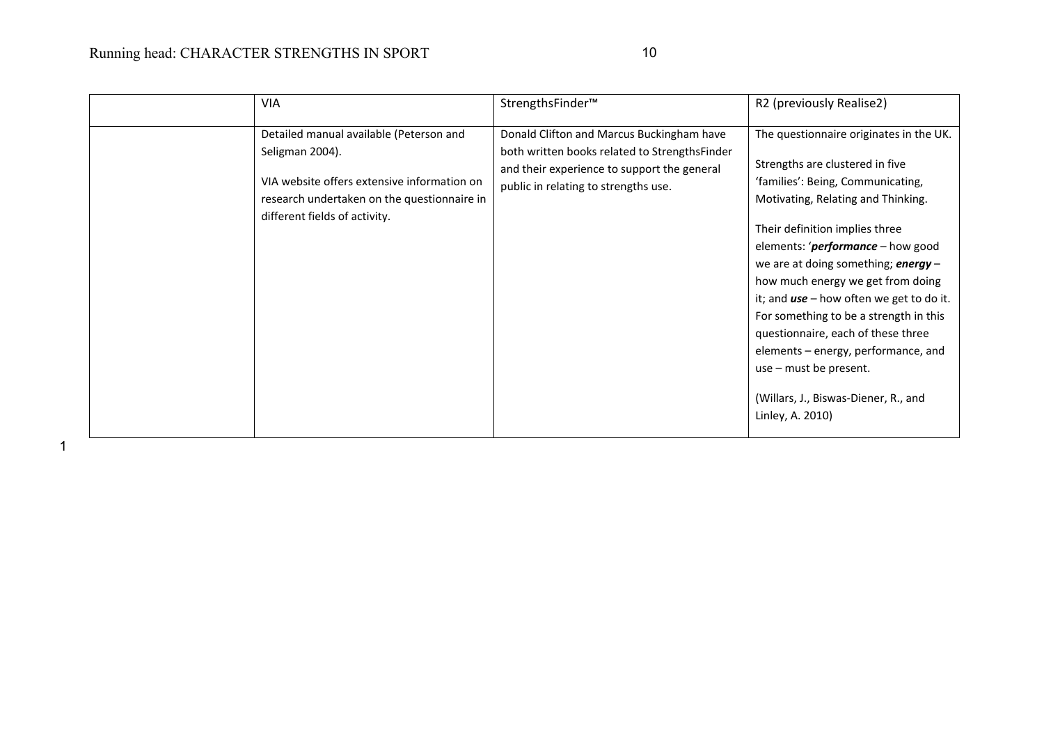| | VIA | StrengthsFinder™ | R2 (previously Realise2) |
|---|---|---|---|
| | Detailed manual available (Peterson and Seligman 2004).<br><br>VIA website offers extensive information on research undertaken on the questionnaire in different fields of activity. | Donald Clifton and Marcus Buckingham have both written books related to StrengthsFinder and their experience to support the general public in relating to strengths use. | The questionnaire originates in the UK.<br><br>Strengths are clustered in five 'families': Being, Communicating, Motivating, Relating and Thinking.<br><br>Their definition implies three elements: '***performance*** – how good we are at doing something; ***energy*** – how much energy we get from doing it; and ***use*** – how often we get to do it. For something to be a strength in this questionnaire, each of these three elements – energy, performance, and use – must be present.<br><br>(Willars, J., Biswas-Diener, R., and Linley, A. 2010) |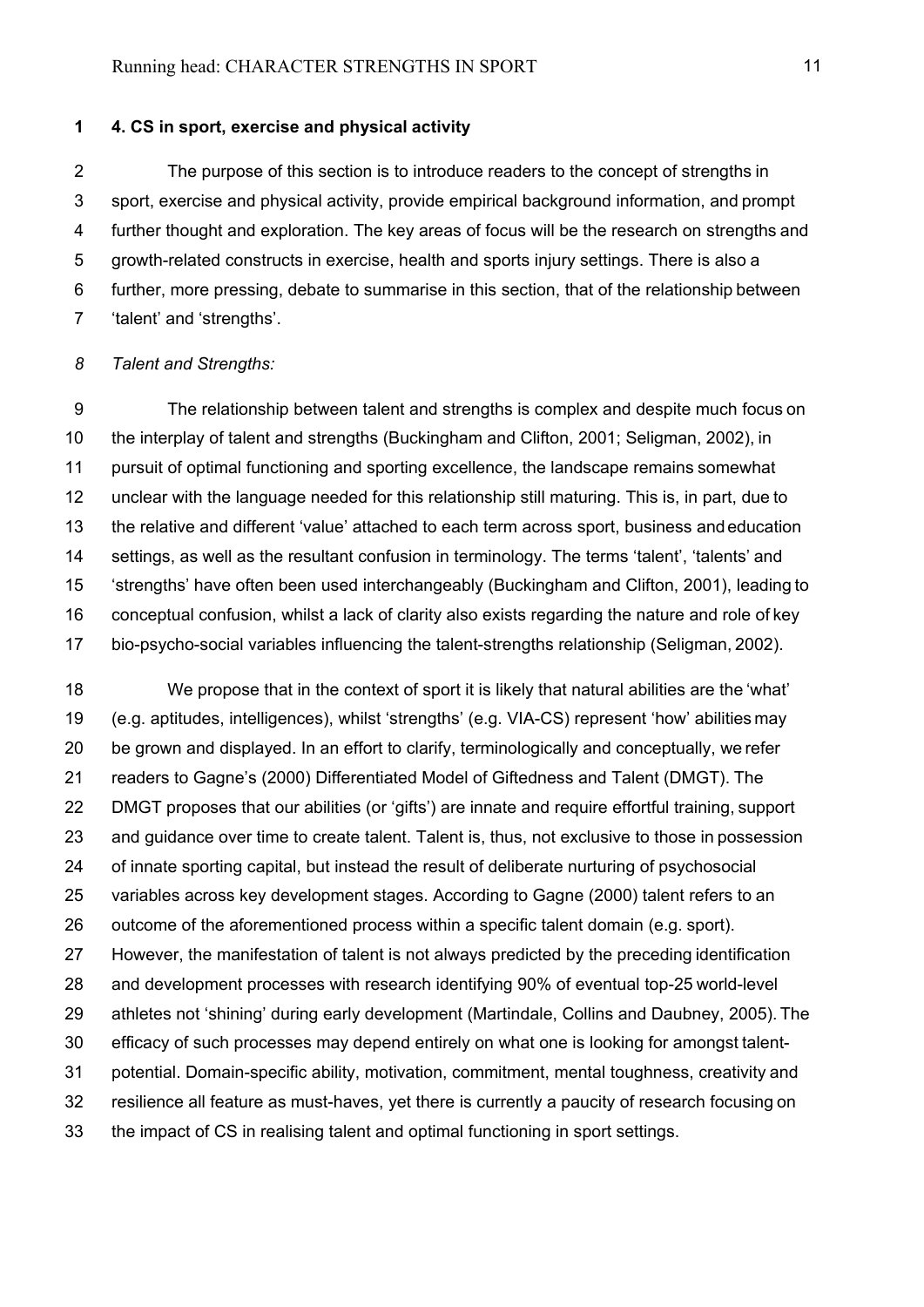## 4. CS in sport, exercise and physical activity

The purpose of this section is to introduce readers to the concept of strengths in sport, exercise and physical activity, provide empirical background information, and prompt further thought and exploration. The key areas of focus will be the research on strengths and growth-related constructs in exercise, health and sports injury settings. There is also a further, more pressing, debate to summarise in this section, that of the relationship between 'talent' and 'strengths'.

*Talent and Strengths:*

The relationship between talent and strengths is complex and despite much focus on the interplay of talent and strengths (Buckingham and Clifton, 2001; Seligman, 2002), in pursuit of optimal functioning and sporting excellence, the landscape remains somewhat unclear with the language needed for this relationship still maturing. This is, in part, due to the relative and different 'value' attached to each term across sport, business and education settings, as well as the resultant confusion in terminology. The terms 'talent', 'talents' and 'strengths' have often been used interchangeably (Buckingham and Clifton, 2001), leading to conceptual confusion, whilst a lack of clarity also exists regarding the nature and role of key bio-psycho-social variables influencing the talent-strengths relationship (Seligman, 2002).

We propose that in the context of sport it is likely that natural abilities are the 'what' (e.g. aptitudes, intelligences), whilst 'strengths' (e.g. VIA-CS) represent 'how' abilities may be grown and displayed. In an effort to clarify, terminologically and conceptually, we refer readers to Gagne's (2000) Differentiated Model of Giftedness and Talent (DMGT). The DMGT proposes that our abilities (or 'gifts') are innate and require effortful training, support and guidance over time to create talent. Talent is, thus, not exclusive to those in possession of innate sporting capital, but instead the result of deliberate nurturing of psychosocial variables across key development stages. According to Gagne (2000) talent refers to an outcome of the aforementioned process within a specific talent domain (e.g. sport). However, the manifestation of talent is not always predicted by the preceding identification and development processes with research identifying 90% of eventual top-25 world-level athletes not 'shining' during early development (Martindale, Collins and Daubney, 2005). The efficacy of such processes may depend entirely on what one is looking for amongst talent-potential. Domain-specific ability, motivation, commitment, mental toughness, creativity and resilience all feature as must-haves, yet there is currently a paucity of research focusing on the impact of CS in realising talent and optimal functioning in sport settings.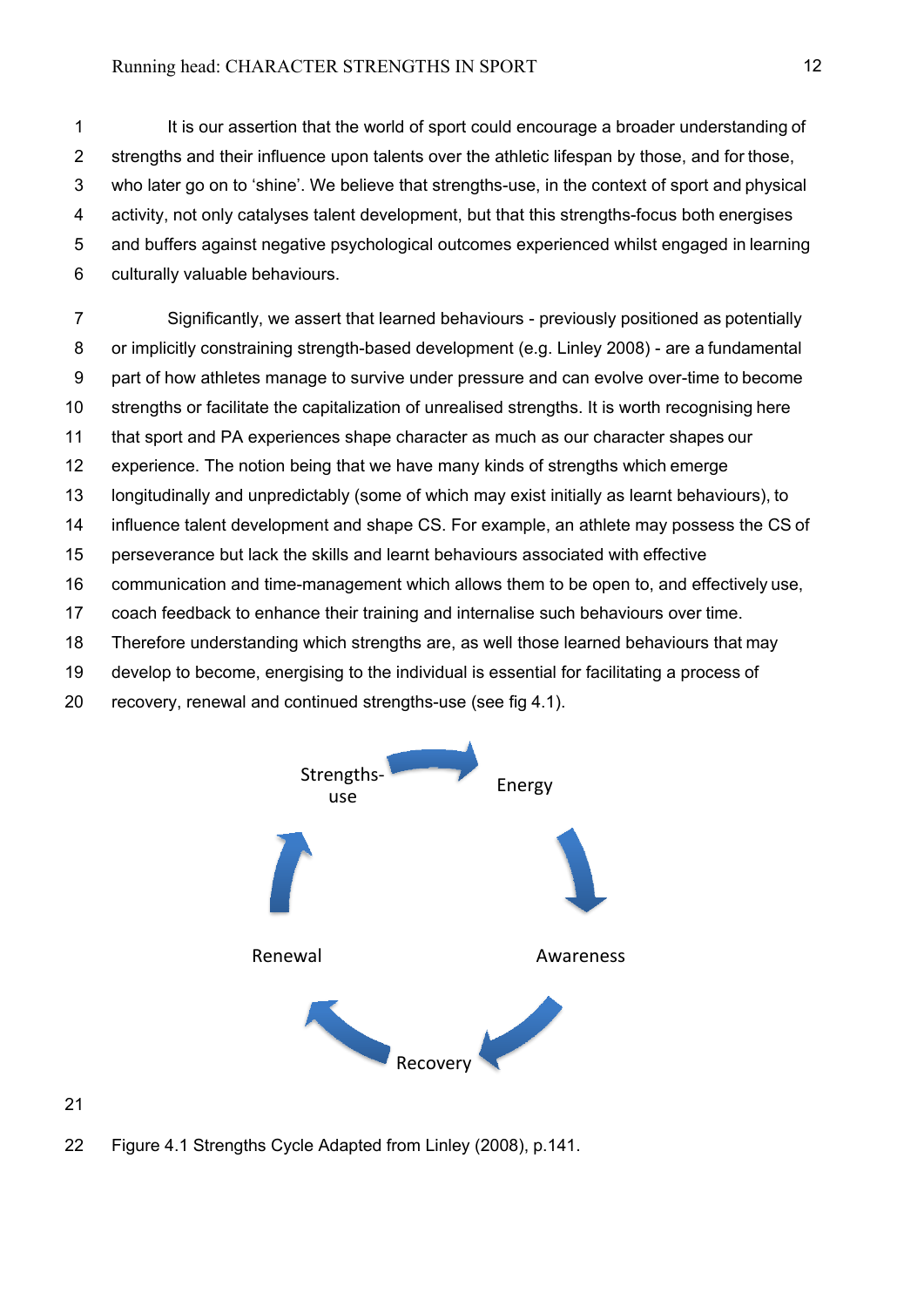It is our assertion that the world of sport could encourage a broader understanding of strengths and their influence upon talents over the athletic lifespan by those, and for those, who later go on to 'shine'. We believe that strengths-use, in the context of sport and physical activity, not only catalyses talent development, but that this strengths-focus both energises and buffers against negative psychological outcomes experienced whilst engaged in learning culturally valuable behaviours.

Significantly, we assert that learned behaviours - previously positioned as potentially or implicitly constraining strength-based development (e.g. Linley 2008) - are a fundamental part of how athletes manage to survive under pressure and can evolve over-time to become strengths or facilitate the capitalization of unrealised strengths. It is worth recognising here that sport and PA experiences shape character as much as our character shapes our experience. The notion being that we have many kinds of strengths which emerge longitudinally and unpredictably (some of which may exist initially as learnt behaviours), to influence talent development and shape CS. For example, an athlete may possess the CS of perseverance but lack the skills and learnt behaviours associated with effective communication and time-management which allows them to be open to, and effectively use, coach feedback to enhance their training and internalise such behaviours over time. Therefore understanding which strengths are, as well those learned behaviours that may develop to become, energising to the individual is essential for facilitating a process of recovery, renewal and continued strengths-use (see fig 4.1).

Strengths-use → Energy → Awareness → Recovery → Renewal → Strengths-use

Figure 4.1 Strengths Cycle Adapted from Linley (2008), p.141.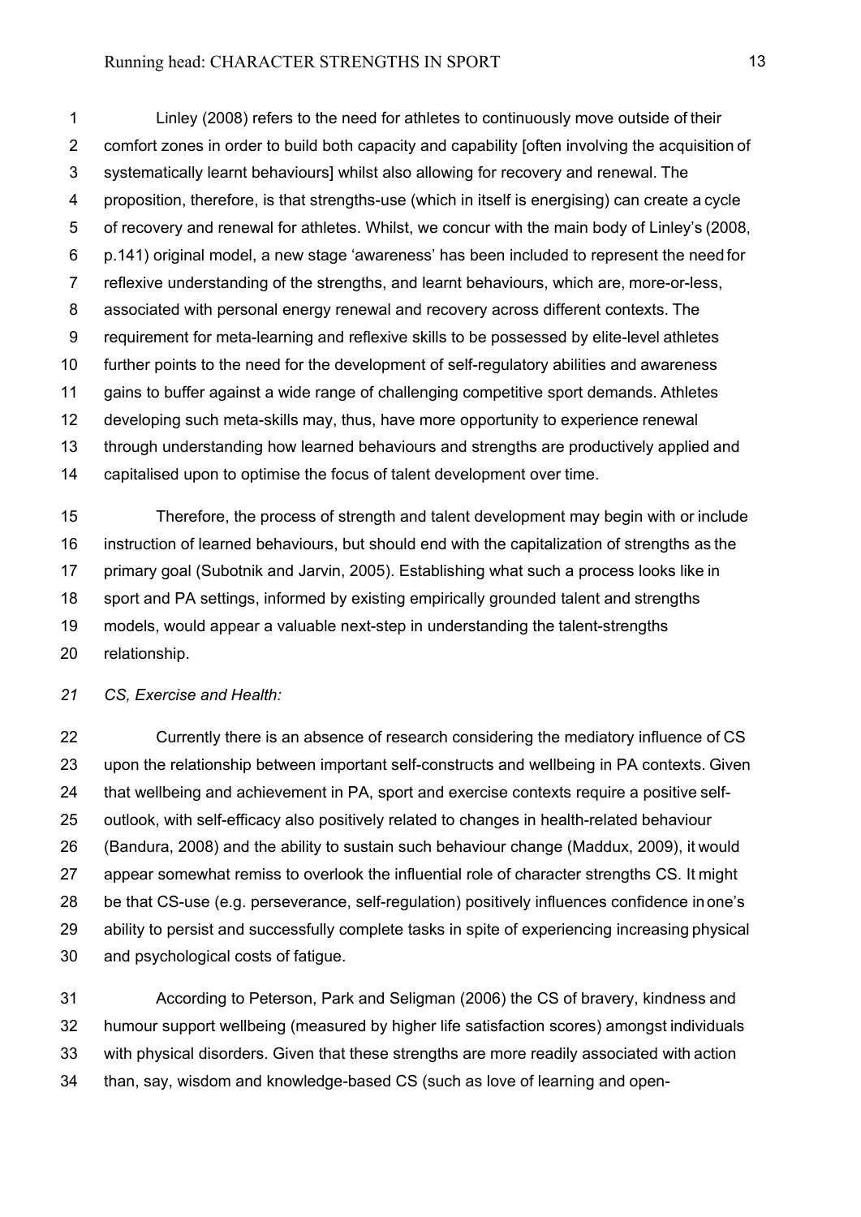Linley (2008) refers to the need for athletes to continuously move outside of their comfort zones in order to build both capacity and capability [often involving the acquisition of systematically learnt behaviours] whilst also allowing for recovery and renewal. The proposition, therefore, is that strengths-use (which in itself is energising) can create a cycle of recovery and renewal for athletes. Whilst, we concur with the main body of Linley's (2008, p.141) original model, a new stage 'awareness' has been included to represent the need for reflexive understanding of the strengths, and learnt behaviours, which are, more-or-less, associated with personal energy renewal and recovery across different contexts. The requirement for meta-learning and reflexive skills to be possessed by elite-level athletes further points to the need for the development of self-regulatory abilities and awareness gains to buffer against a wide range of challenging competitive sport demands. Athletes developing such meta-skills may, thus, have more opportunity to experience renewal through understanding how learned behaviours and strengths are productively applied and capitalised upon to optimise the focus of talent development over time.

Therefore, the process of strength and talent development may begin with or include instruction of learned behaviours, but should end with the capitalization of strengths as the primary goal (Subotnik and Jarvin, 2005). Establishing what such a process looks like in sport and PA settings, informed by existing empirically grounded talent and strengths models, would appear a valuable next-step in understanding the talent-strengths relationship.

*CS, Exercise and Health:*

Currently there is an absence of research considering the mediatory influence of CS upon the relationship between important self-constructs and wellbeing in PA contexts. Given that wellbeing and achievement in PA, sport and exercise contexts require a positive self-outlook, with self-efficacy also positively related to changes in health-related behaviour (Bandura, 2008) and the ability to sustain such behaviour change (Maddux, 2009), it would appear somewhat remiss to overlook the influential role of character strengths CS. It might be that CS-use (e.g. perseverance, self-regulation) positively influences confidence in one's ability to persist and successfully complete tasks in spite of experiencing increasing physical and psychological costs of fatigue.

According to Peterson, Park and Seligman (2006) the CS of bravery, kindness and humour support wellbeing (measured by higher life satisfaction scores) amongst individuals with physical disorders. Given that these strengths are more readily associated with action than, say, wisdom and knowledge-based CS (such as love of learning and open-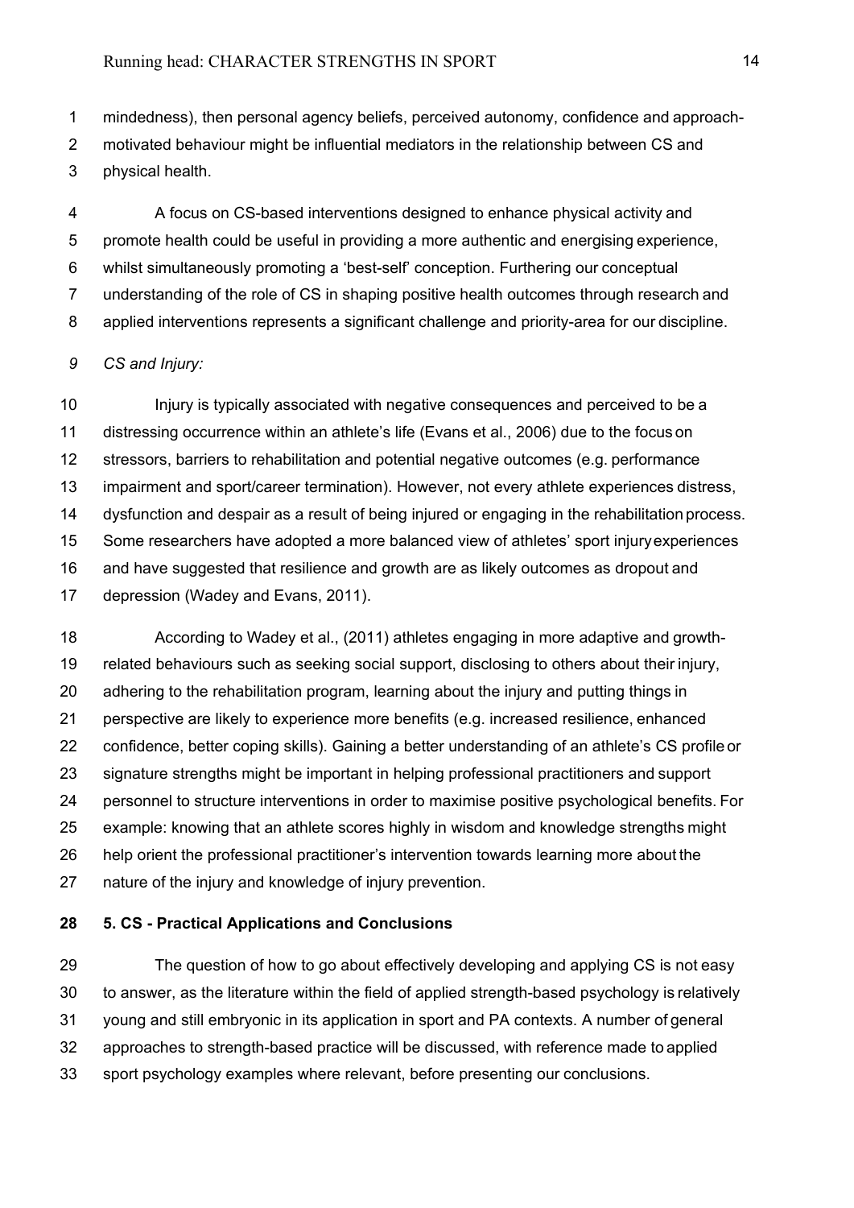mindedness), then personal agency beliefs, perceived autonomy, confidence and approach-motivated behaviour might be influential mediators in the relationship between CS and physical health.

A focus on CS-based interventions designed to enhance physical activity and promote health could be useful in providing a more authentic and energising experience, whilst simultaneously promoting a 'best-self' conception. Furthering our conceptual understanding of the role of CS in shaping positive health outcomes through research and applied interventions represents a significant challenge and priority-area for our discipline.

*CS and Injury:*

Injury is typically associated with negative consequences and perceived to be a distressing occurrence within an athlete's life (Evans et al., 2006) due to the focus on stressors, barriers to rehabilitation and potential negative outcomes (e.g. performance impairment and sport/career termination). However, not every athlete experiences distress, dysfunction and despair as a result of being injured or engaging in the rehabilitation process. Some researchers have adopted a more balanced view of athletes' sport injury experiences and have suggested that resilience and growth are as likely outcomes as dropout and depression (Wadey and Evans, 2011).

According to Wadey et al., (2011) athletes engaging in more adaptive and growth-related behaviours such as seeking social support, disclosing to others about their injury, adhering to the rehabilitation program, learning about the injury and putting things in perspective are likely to experience more benefits (e.g. increased resilience, enhanced confidence, better coping skills). Gaining a better understanding of an athlete's CS profile or signature strengths might be important in helping professional practitioners and support personnel to structure interventions in order to maximise positive psychological benefits. For example: knowing that an athlete scores highly in wisdom and knowledge strengths might help orient the professional practitioner's intervention towards learning more about the nature of the injury and knowledge of injury prevention.

## 5. CS - Practical Applications and Conclusions

The question of how to go about effectively developing and applying CS is not easy to answer, as the literature within the field of applied strength-based psychology is relatively young and still embryonic in its application in sport and PA contexts. A number of general approaches to strength-based practice will be discussed, with reference made to applied sport psychology examples where relevant, before presenting our conclusions.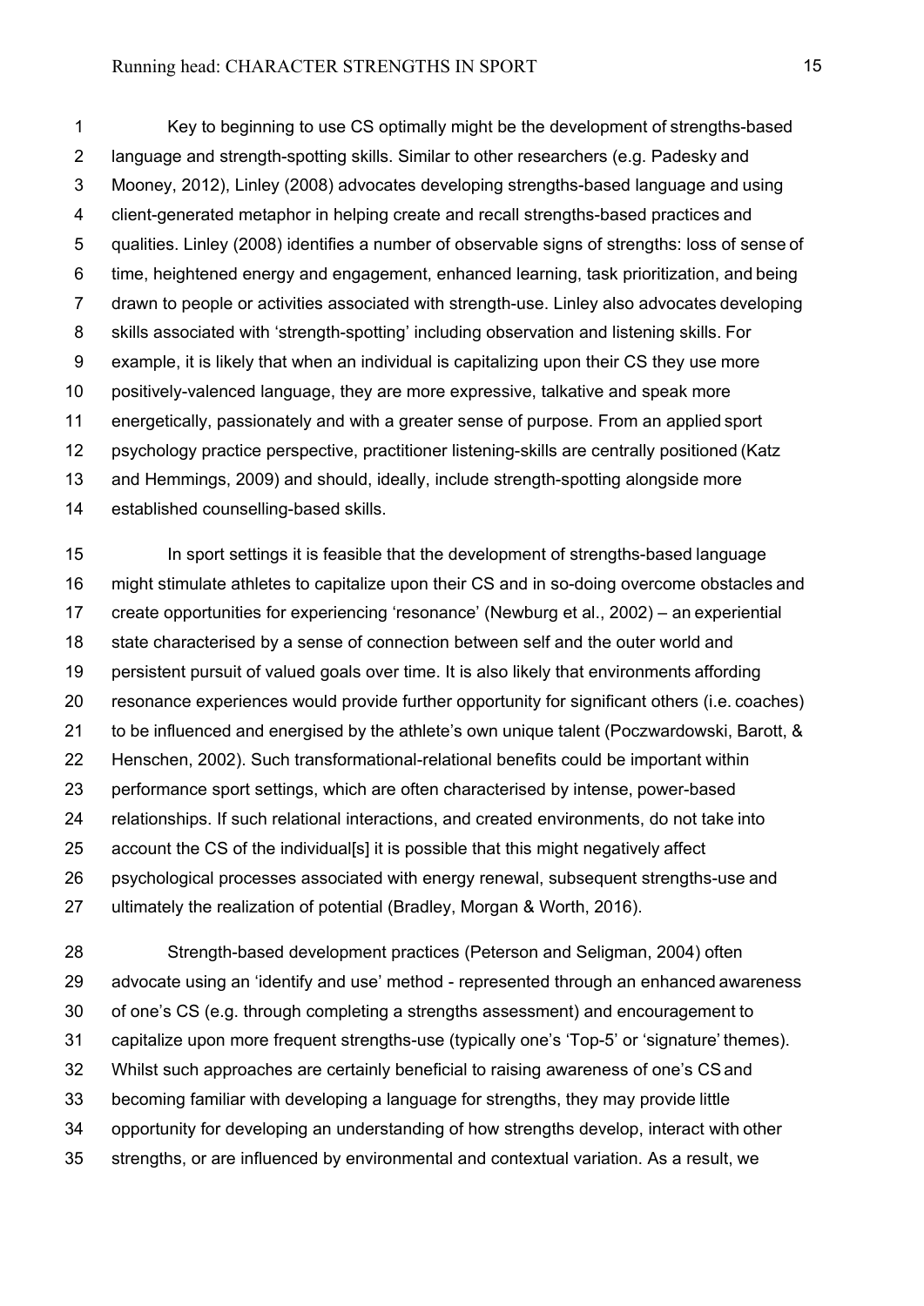Key to beginning to use CS optimally might be the development of strengths-based language and strength-spotting skills. Similar to other researchers (e.g. Padesky and Mooney, 2012), Linley (2008) advocates developing strengths-based language and using client-generated metaphor in helping create and recall strengths-based practices and qualities. Linley (2008) identifies a number of observable signs of strengths: loss of sense of time, heightened energy and engagement, enhanced learning, task prioritization, and being drawn to people or activities associated with strength-use. Linley also advocates developing skills associated with 'strength-spotting' including observation and listening skills. For example, it is likely that when an individual is capitalizing upon their CS they use more positively-valenced language, they are more expressive, talkative and speak more energetically, passionately and with a greater sense of purpose. From an applied sport psychology practice perspective, practitioner listening-skills are centrally positioned (Katz and Hemmings, 2009) and should, ideally, include strength-spotting alongside more established counselling-based skills.

In sport settings it is feasible that the development of strengths-based language might stimulate athletes to capitalize upon their CS and in so-doing overcome obstacles and create opportunities for experiencing 'resonance' (Newburg et al., 2002) – an experiential state characterised by a sense of connection between self and the outer world and persistent pursuit of valued goals over time. It is also likely that environments affording resonance experiences would provide further opportunity for significant others (i.e. coaches) to be influenced and energised by the athlete's own unique talent (Poczwardowski, Barott, & Henschen, 2002). Such transformational-relational benefits could be important within performance sport settings, which are often characterised by intense, power-based relationships. If such relational interactions, and created environments, do not take into account the CS of the individual[s] it is possible that this might negatively affect psychological processes associated with energy renewal, subsequent strengths-use and ultimately the realization of potential (Bradley, Morgan & Worth, 2016).

Strength-based development practices (Peterson and Seligman, 2004) often advocate using an 'identify and use' method - represented through an enhanced awareness of one's CS (e.g. through completing a strengths assessment) and encouragement to capitalize upon more frequent strengths-use (typically one's 'Top-5' or 'signature' themes). Whilst such approaches are certainly beneficial to raising awareness of one's CS and becoming familiar with developing a language for strengths, they may provide little opportunity for developing an understanding of how strengths develop, interact with other strengths, or are influenced by environmental and contextual variation. As a result, we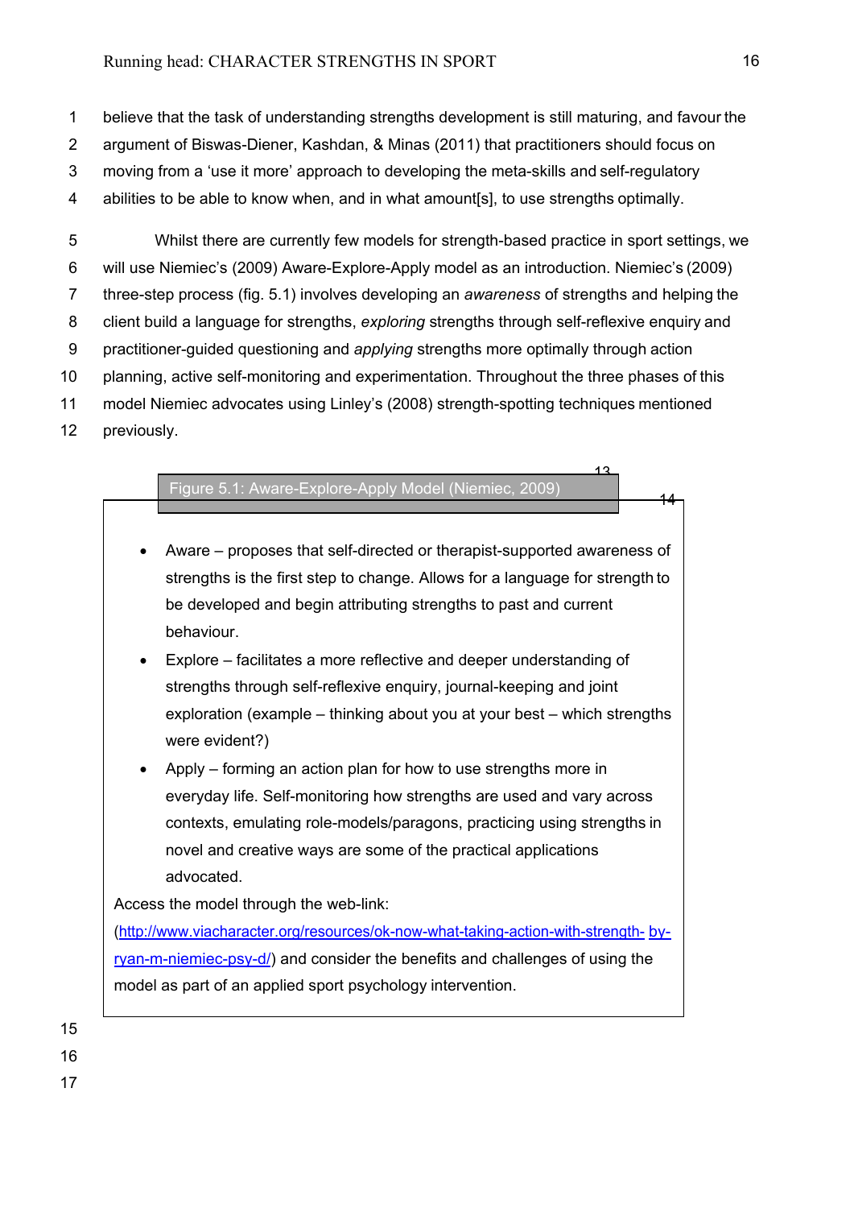believe that the task of understanding strengths development is still maturing, and favour the argument of Biswas-Diener, Kashdan, & Minas (2011) that practitioners should focus on moving from a 'use it more' approach to developing the meta-skills and self-regulatory abilities to be able to know when, and in what amount[s], to use strengths optimally.

Whilst there are currently few models for strength-based practice in sport settings, we will use Niemiec's (2009) Aware-Explore-Apply model as an introduction. Niemiec's (2009) three-step process (fig. 5.1) involves developing an *awareness* of strengths and helping the client build a language for strengths, *exploring* strengths through self-reflexive enquiry and practitioner-guided questioning and *applying* strengths more optimally through action planning, active self-monitoring and experimentation. Throughout the three phases of this model Niemiec advocates using Linley's (2008) strength-spotting techniques mentioned previously.

**Figure 5.1: Aware-Explore-Apply Model (Niemiec, 2009)**

- Aware – proposes that self-directed or therapist-supported awareness of strengths is the first step to change. Allows for a language for strength to be developed and begin attributing strengths to past and current behaviour.
- Explore – facilitates a more reflective and deeper understanding of strengths through self-reflexive enquiry, journal-keeping and joint exploration (example – thinking about you at your best – which strengths were evident?)
- Apply – forming an action plan for how to use strengths more in everyday life. Self-monitoring how strengths are used and vary across contexts, emulating role-models/paragons, practicing using strengths in novel and creative ways are some of the practical applications advocated.

Access the model through the web-link: (http://www.viacharacter.org/resources/ok-now-what-taking-action-with-strength-by-ryan-m-niemiec-psy-d/) and consider the benefits and challenges of using the model as part of an applied sport psychology intervention.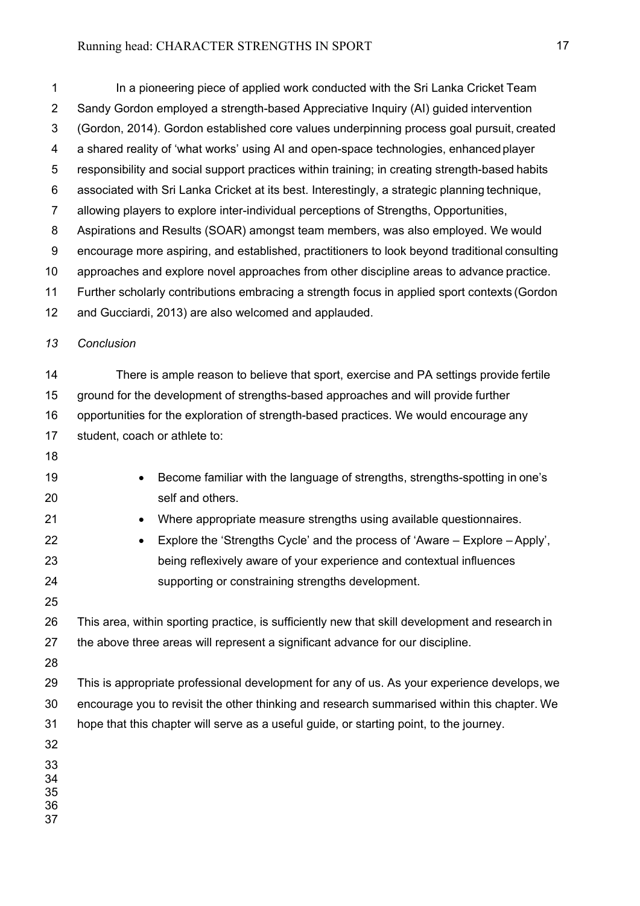In a pioneering piece of applied work conducted with the Sri Lanka Cricket Team Sandy Gordon employed a strength-based Appreciative Inquiry (AI) guided intervention (Gordon, 2014). Gordon established core values underpinning process goal pursuit, created a shared reality of 'what works' using AI and open-space technologies, enhanced player responsibility and social support practices within training; in creating strength-based habits associated with Sri Lanka Cricket at its best. Interestingly, a strategic planning technique, allowing players to explore inter-individual perceptions of Strengths, Opportunities, Aspirations and Results (SOAR) amongst team members, was also employed. We would encourage more aspiring, and established, practitioners to look beyond traditional consulting approaches and explore novel approaches from other discipline areas to advance practice. Further scholarly contributions embracing a strength focus in applied sport contexts (Gordon and Gucciardi, 2013) are also welcomed and applauded.

*Conclusion*

There is ample reason to believe that sport, exercise and PA settings provide fertile ground for the development of strengths-based approaches and will provide further opportunities for the exploration of strength-based practices. We would encourage any student, coach or athlete to:

- Become familiar with the language of strengths, strengths-spotting in one's self and others.
- Where appropriate measure strengths using available questionnaires.
- Explore the 'Strengths Cycle' and the process of 'Aware – Explore – Apply', being reflexively aware of your experience and contextual influences supporting or constraining strengths development.

This area, within sporting practice, is sufficiently new that skill development and research in the above three areas will represent a significant advance for our discipline.

This is appropriate professional development for any of us. As your experience develops, we encourage you to revisit the other thinking and research summarised within this chapter. We hope that this chapter will serve as a useful guide, or starting point, to the journey.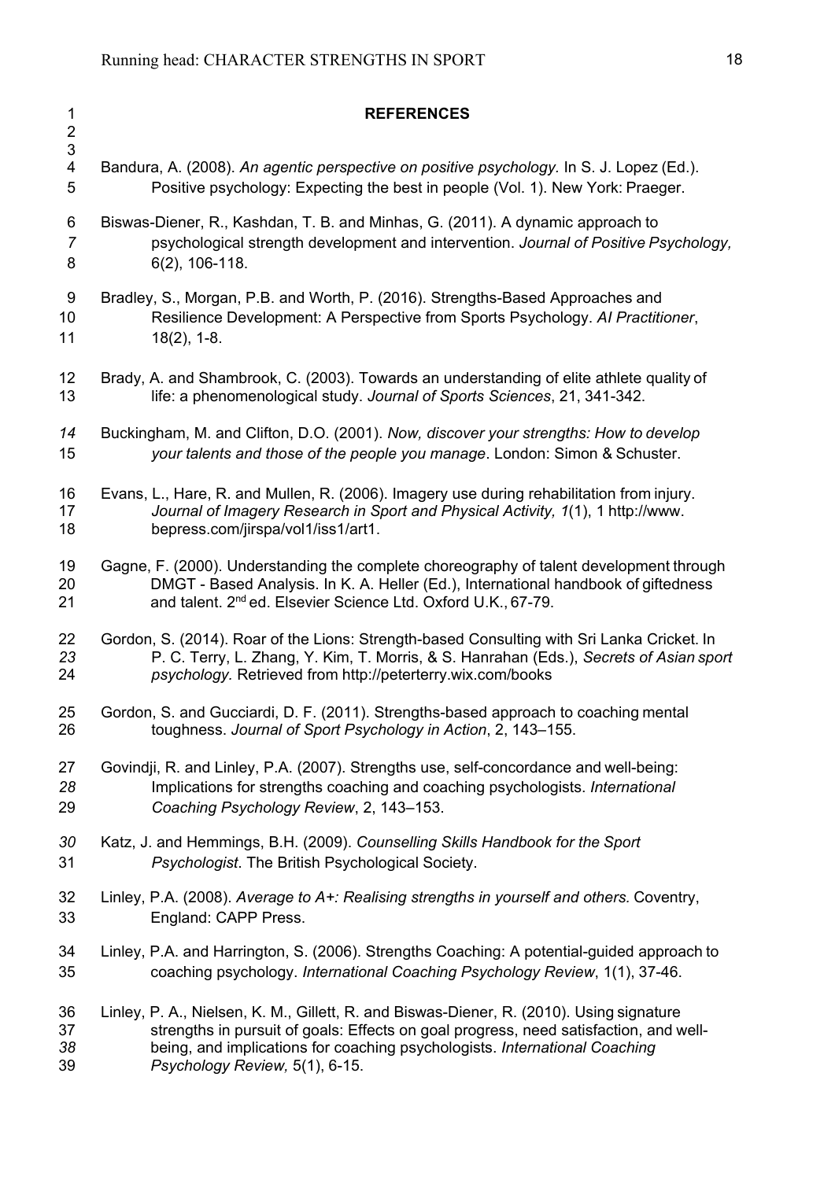## REFERENCES

Bandura, A. (2008). *An agentic perspective on positive psychology.* In S. J. Lopez (Ed.). Positive psychology: Expecting the best in people (Vol. 1). New York: Praeger.

Biswas-Diener, R., Kashdan, T. B. and Minhas, G. (2011). A dynamic approach to psychological strength development and intervention. *Journal of Positive Psychology,* 6(2), 106-118.

Bradley, S., Morgan, P.B. and Worth, P. (2016). Strengths-Based Approaches and Resilience Development: A Perspective from Sports Psychology. *AI Practitioner*, 18(2), 1-8.

Brady, A. and Shambrook, C. (2003). Towards an understanding of elite athlete quality of life: a phenomenological study. *Journal of Sports Sciences*, 21, 341-342.

Buckingham, M. and Clifton, D.O. (2001). *Now, discover your strengths: How to develop your talents and those of the people you manage*. London: Simon & Schuster.

Evans, L., Hare, R. and Mullen, R. (2006). Imagery use during rehabilitation from injury. *Journal of Imagery Research in Sport and Physical Activity, 1*(1), 1 http://www.bepress.com/jirspa/vol1/iss1/art1.

Gagne, F. (2000). Understanding the complete choreography of talent development through DMGT - Based Analysis. In K. A. Heller (Ed.), International handbook of giftedness and talent. 2nd ed. Elsevier Science Ltd. Oxford U.K., 67-79.

Gordon, S. (2014). Roar of the Lions: Strength-based Consulting with Sri Lanka Cricket. In P. C. Terry, L. Zhang, Y. Kim, T. Morris, & S. Hanrahan (Eds.), *Secrets of Asian sport psychology.* Retrieved from http://peterterry.wix.com/books

Gordon, S. and Gucciardi, D. F. (2011). Strengths-based approach to coaching mental toughness. *Journal of Sport Psychology in Action*, 2, 143–155.

Govindji, R. and Linley, P.A. (2007). Strengths use, self-concordance and well-being: Implications for strengths coaching and coaching psychologists. *International Coaching Psychology Review*, 2, 143–153.

Katz, J. and Hemmings, B.H. (2009). *Counselling Skills Handbook for the Sport Psychologist*. The British Psychological Society.

Linley, P.A. (2008). *Average to A+: Realising strengths in yourself and others.* Coventry, England: CAPP Press.

Linley, P.A. and Harrington, S. (2006). Strengths Coaching: A potential-guided approach to coaching psychology. *International Coaching Psychology Review*, 1(1), 37-46.

Linley, P. A., Nielsen, K. M., Gillett, R. and Biswas-Diener, R. (2010). Using signature strengths in pursuit of goals: Effects on goal progress, need satisfaction, and well-being, and implications for coaching psychologists. *International Coaching Psychology Review,* 5(1), 6-15.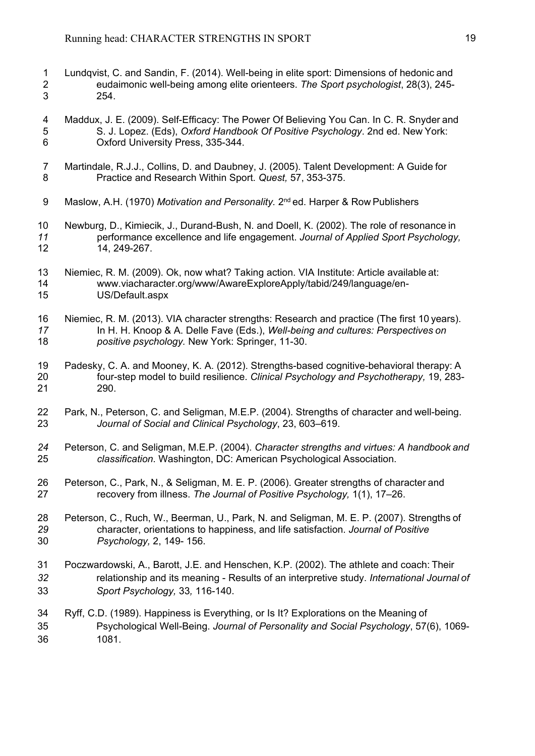Lundqvist, C. and Sandin, F. (2014). Well-being in elite sport: Dimensions of hedonic and eudaimonic well-being among elite orienteers. *The Sport psychologist*, 28(3), 245-254.

Maddux, J. E. (2009). Self-Efficacy: The Power Of Believing You Can. In C. R. Snyder and S. J. Lopez. (Eds), *Oxford Handbook Of Positive Psychology*. 2nd ed. New York: Oxford University Press, 335-344.

Martindale, R.J.J., Collins, D. and Daubney, J. (2005). Talent Development: A Guide for Practice and Research Within Sport. *Quest,* 57, 353-375.

Maslow, A.H. (1970) *Motivation and Personality.* 2nd ed. Harper & Row Publishers

Newburg, D., Kimiecik, J., Durand-Bush, N. and Doell, K. (2002). The role of resonance in performance excellence and life engagement. *Journal of Applied Sport Psychology,* 14, 249-267.

Niemiec, R. M. (2009). Ok, now what? Taking action. VIA Institute: Article available at: www.viacharacter.org/www/AwareExploreApply/tabid/249/language/en-US/Default.aspx

Niemiec, R. M. (2013). VIA character strengths: Research and practice (The first 10 years). In H. H. Knoop & A. Delle Fave (Eds.), *Well-being and cultures: Perspectives on positive psychology.* New York: Springer, 11-30.

Padesky, C. A. and Mooney, K. A. (2012). Strengths-based cognitive-behavioral therapy: A four-step model to build resilience. *Clinical Psychology and Psychotherapy,* 19, 283-290.

Park, N., Peterson, C. and Seligman, M.E.P. (2004). Strengths of character and well-being. *Journal of Social and Clinical Psychology*, 23, 603–619.

Peterson, C. and Seligman, M.E.P. (2004). *Character strengths and virtues: A handbook and classification*. Washington, DC: American Psychological Association.

Peterson, C., Park, N., & Seligman, M. E. P. (2006). Greater strengths of character and recovery from illness. *The Journal of Positive Psychology,* 1(1), 17–26.

Peterson, C., Ruch, W., Beerman, U., Park, N. and Seligman, M. E. P. (2007). Strengths of character, orientations to happiness, and life satisfaction. *Journal of Positive Psychology,* 2, 149- 156.

Poczwardowski, A., Barott, J.E. and Henschen, K.P. (2002). The athlete and coach: Their relationship and its meaning - Results of an interpretive study. *International Journal of Sport Psychology,* 33*,* 116-140.

Ryff, C.D. (1989). Happiness is Everything, or Is It? Explorations on the Meaning of Psychological Well-Being. *Journal of Personality and Social Psychology*, 57(6), 1069-1081.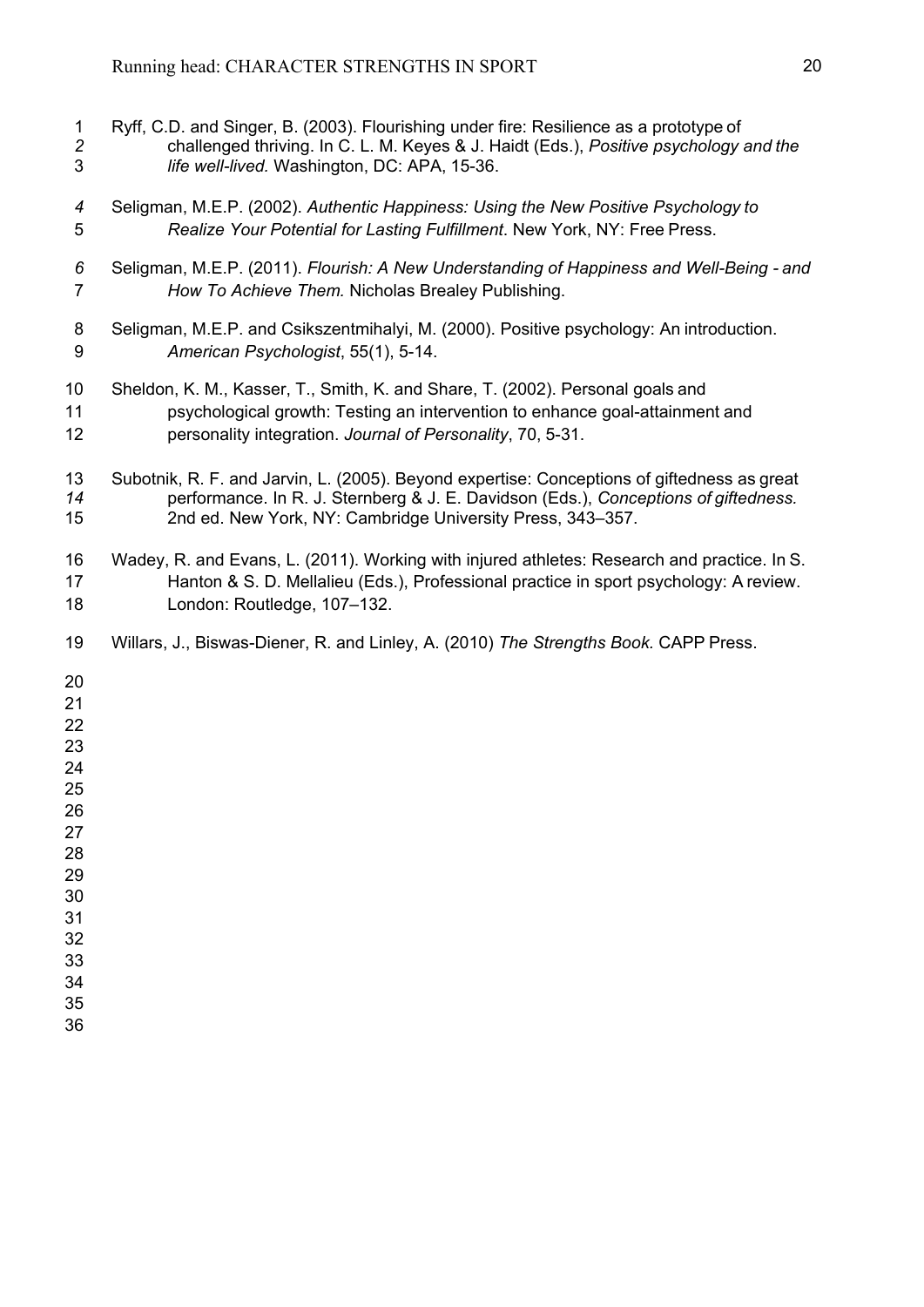Ryff, C.D. and Singer, B. (2003). Flourishing under fire: Resilience as a prototype of challenged thriving. In C. L. M. Keyes & J. Haidt (Eds.), *Positive psychology and the life well-lived.* Washington, DC: APA, 15-36.

Seligman, M.E.P. (2002). *Authentic Happiness: Using the New Positive Psychology to Realize Your Potential for Lasting Fulfillment*. New York, NY: Free Press.

Seligman, M.E.P. (2011). *Flourish: A New Understanding of Happiness and Well-Being - and How To Achieve Them.* Nicholas Brealey Publishing.

Seligman, M.E.P. and Csikszentmihalyi, M. (2000). Positive psychology: An introduction. *American Psychologist*, 55(1), 5-14.

Sheldon, K. M., Kasser, T., Smith, K. and Share, T. (2002). Personal goals and psychological growth: Testing an intervention to enhance goal-attainment and personality integration. *Journal of Personality*, 70, 5-31.

Subotnik, R. F. and Jarvin, L. (2005). Beyond expertise: Conceptions of giftedness as great performance. In R. J. Sternberg & J. E. Davidson (Eds.), *Conceptions of giftedness.* 2nd ed. New York, NY: Cambridge University Press, 343–357.

Wadey, R. and Evans, L. (2011). Working with injured athletes: Research and practice. In S. Hanton & S. D. Mellalieu (Eds.), Professional practice in sport psychology: A review. London: Routledge, 107–132.

Willars, J., Biswas-Diener, R. and Linley, A. (2010) *The Strengths Book.* CAPP Press.